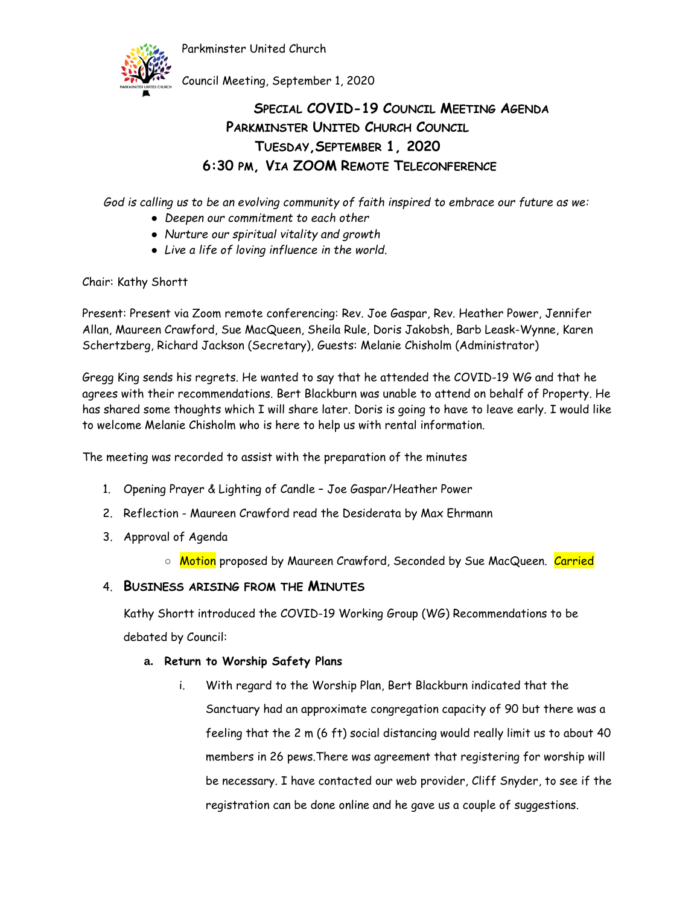Parkminster United Church

Council Meeting, September 1, 2020

# SPECIAL COVID-19 COUNCIL MEETING AGENDA
## PARKMINSTER UNITED CHURCH COUNCIL
## TUESDAY, SEPTEMBER 1, 2020
## 6:30 PM, VIA ZOOM REMOTE TELECONFERENCE

*God is calling us to be an evolving community of faith inspired to embrace our future as we:*

- *Deepen our commitment to each other*
- *Nurture our spiritual vitality and growth*
- *Live a life of loving influence in the world.*

Chair: Kathy Shortt

Present: Present via Zoom remote conferencing: Rev. Joe Gaspar, Rev. Heather Power, Jennifer Allan, Maureen Crawford, Sue MacQueen, Sheila Rule, Doris Jakobsh, Barb Leask-Wynne, Karen Schertzberg, Richard Jackson (Secretary), Guests: Melanie Chisholm (Administrator)

Gregg King sends his regrets. He wanted to say that he attended the COVID-19 WG and that he agrees with their recommendations. Bert Blackburn was unable to attend on behalf of Property. He has shared some thoughts which I will share later. Doris is going to have to leave early. I would like to welcome Melanie Chisholm who is here to help us with rental information.

The meeting was recorded to assist with the preparation of the minutes

1. Opening Prayer & Lighting of Candle – Joe Gaspar/Heather Power
2. Reflection - Maureen Crawford read the Desiderata by Max Ehrmann
3. Approval of Agenda
   - Motion proposed by Maureen Crawford, Seconded by Sue MacQueen. Carried
4. **BUSINESS ARISING FROM THE MINUTES**

   Kathy Shortt introduced the COVID-19 Working Group (WG) Recommendations to be debated by Council:

   a. **Return to Worship Safety Plans**

      i. With regard to the Worship Plan, Bert Blackburn indicated that the Sanctuary had an approximate congregation capacity of 90 but there was a feeling that the 2 m (6 ft) social distancing would really limit us to about 40 members in 26 pews.There was agreement that registering for worship will be necessary. I have contacted our web provider, Cliff Snyder, to see if the registration can be done online and he gave us a couple of suggestions.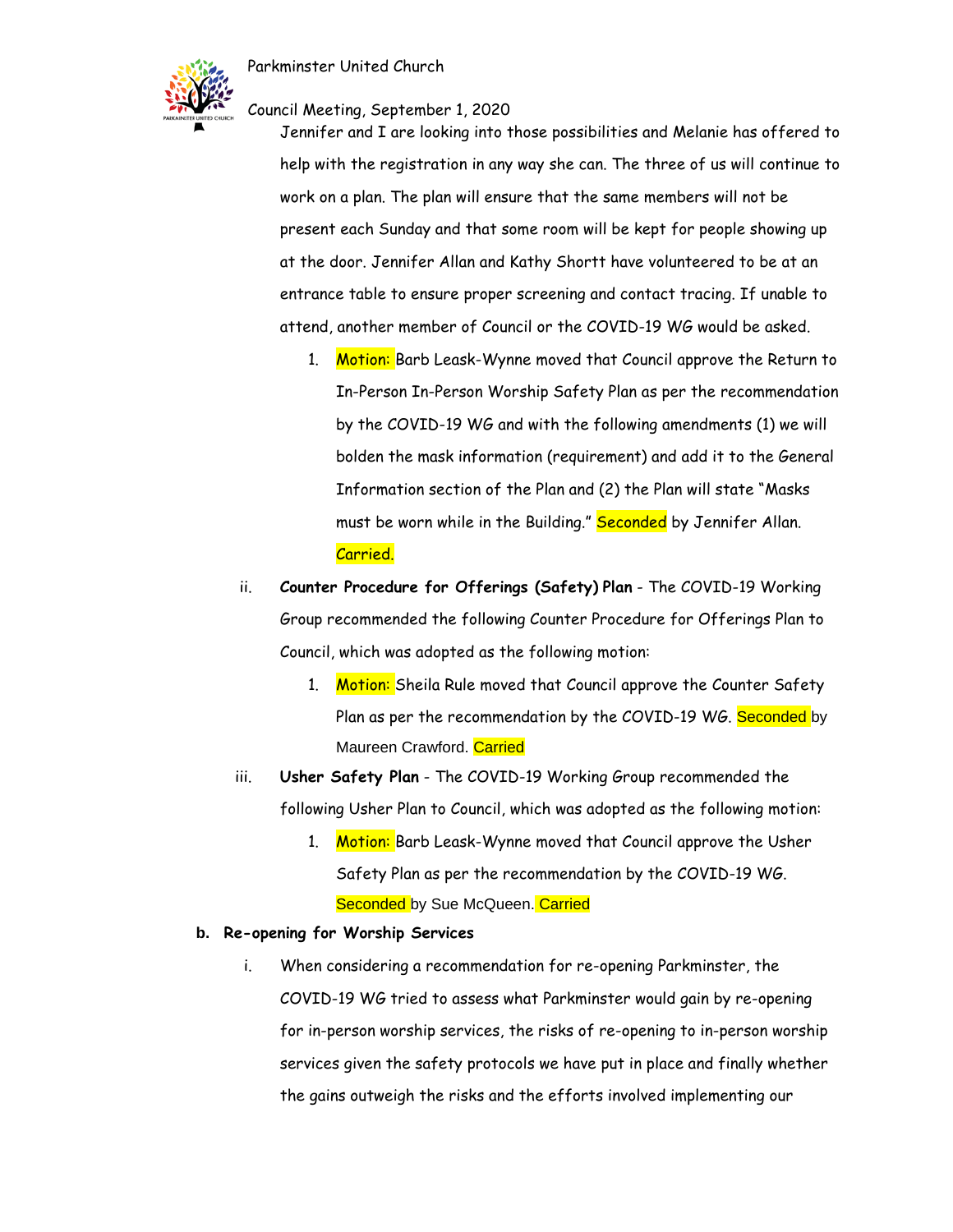Jennifer and I are looking into those possibilities and Melanie has offered to help with the registration in any way she can. The three of us will continue to work on a plan. The plan will ensure that the same members will not be present each Sunday and that some room will be kept for people showing up at the door. Jennifer Allan and Kathy Shortt have volunteered to be at an entrance table to ensure proper screening and contact tracing. If unable to attend, another member of Council or the COVID-19 WG would be asked.

1. Motion: Barb Leask-Wynne moved that Council approve the Return to In-Person In-Person Worship Safety Plan as per the recommendation by the COVID-19 WG and with the following amendments (1) we will bolden the mask information (requirement) and add it to the General Information section of the Plan and (2) the Plan will state "Masks must be worn while in the Building." Seconded by Jennifer Allan. Carried.

ii. **Counter Procedure for Offerings (Safety) Plan** - The COVID-19 Working Group recommended the following Counter Procedure for Offerings Plan to Council, which was adopted as the following motion:

1. Motion: Sheila Rule moved that Council approve the Counter Safety Plan as per the recommendation by the COVID-19 WG. Seconded by Maureen Crawford. Carried

iii. **Usher Safety Plan** - The COVID-19 Working Group recommended the following Usher Plan to Council, which was adopted as the following motion:

1. Motion: Barb Leask-Wynne moved that Council approve the Usher Safety Plan as per the recommendation by the COVID-19 WG. Seconded by Sue McQueen. Carried

**b. Re-opening for Worship Services**

i. When considering a recommendation for re-opening Parkminster, the COVID-19 WG tried to assess what Parkminster would gain by re-opening for in-person worship services, the risks of re-opening to in-person worship services given the safety protocols we have put in place and finally whether the gains outweigh the risks and the efforts involved implementing our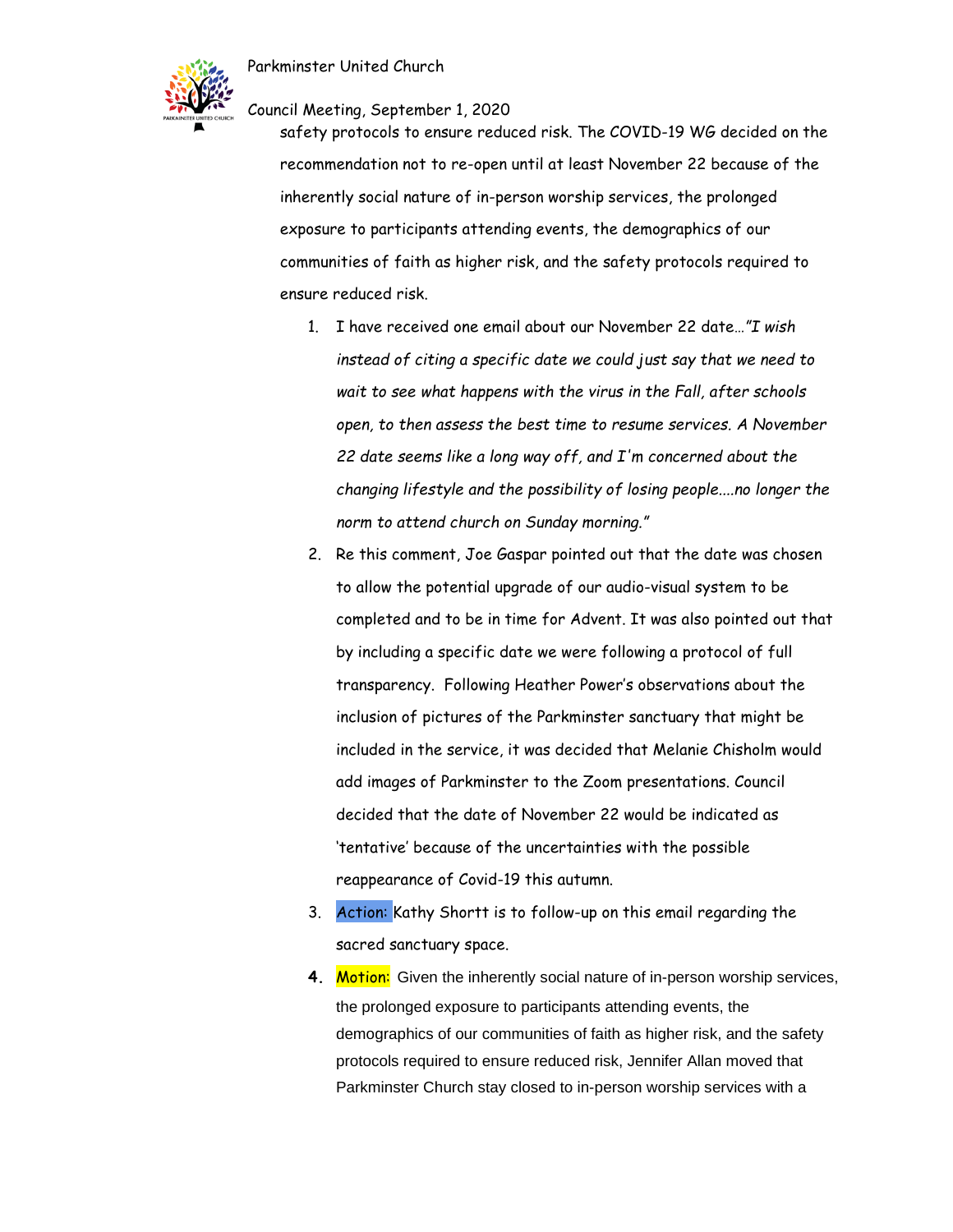safety protocols to ensure reduced risk. The COVID-19 WG decided on the recommendation not to re-open until at least November 22 because of the inherently social nature of in-person worship services, the prolonged exposure to participants attending events, the demographics of our communities of faith as higher risk, and the safety protocols required to ensure reduced risk.

1. I have received one email about our November 22 date…*"I wish instead of citing a specific date we could just say that we need to wait to see what happens with the virus in the Fall, after schools open, to then assess the best time to resume services. A November 22 date seems like a long way off, and I'm concerned about the changing lifestyle and the possibility of losing people....no longer the norm to attend church on Sunday morning."*
2. Re this comment, Joe Gaspar pointed out that the date was chosen to allow the potential upgrade of our audio-visual system to be completed and to be in time for Advent. It was also pointed out that by including a specific date we were following a protocol of full transparency. Following Heather Power's observations about the inclusion of pictures of the Parkminster sanctuary that might be included in the service, it was decided that Melanie Chisholm would add images of Parkminster to the Zoom presentations. Council decided that the date of November 22 would be indicated as 'tentative' because of the uncertainties with the possible reappearance of Covid-19 this autumn.
3. Action: Kathy Shortt is to follow-up on this email regarding the sacred sanctuary space.
4. Motion: Given the inherently social nature of in-person worship services, the prolonged exposure to participants attending events, the demographics of our communities of faith as higher risk, and the safety protocols required to ensure reduced risk, Jennifer Allan moved that Parkminster Church stay closed to in-person worship services with a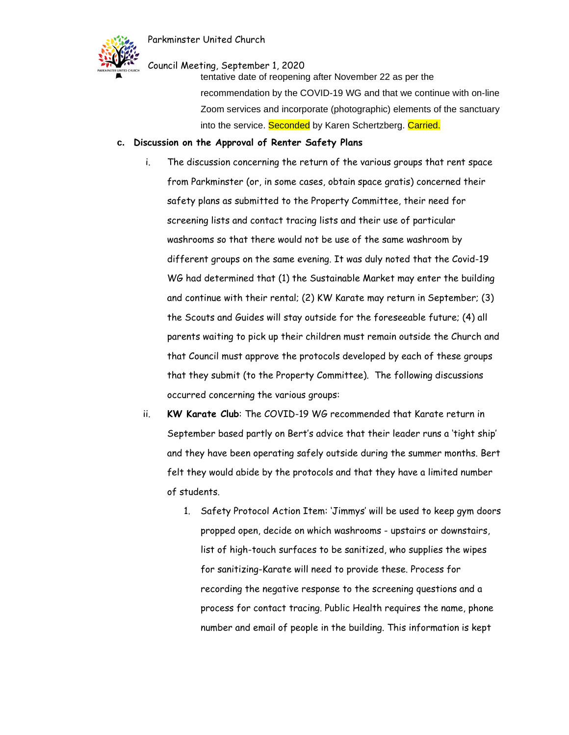tentative date of reopening after November 22 as per the recommendation by the COVID-19 WG and that we continue with on-line Zoom services and incorporate (photographic) elements of the sanctuary into the service. Seconded by Karen Schertzberg. Carried.

c. **Discussion on the Approval of Renter Safety Plans**

i. The discussion concerning the return of the various groups that rent space from Parkminster (or, in some cases, obtain space gratis) concerned their safety plans as submitted to the Property Committee, their need for screening lists and contact tracing lists and their use of particular washrooms so that there would not be use of the same washroom by different groups on the same evening. It was duly noted that the Covid-19 WG had determined that (1) the Sustainable Market may enter the building and continue with their rental; (2) KW Karate may return in September; (3) the Scouts and Guides will stay outside for the foreseeable future; (4) all parents waiting to pick up their children must remain outside the Church and that Council must approve the protocols developed by each of these groups that they submit (to the Property Committee). The following discussions occurred concerning the various groups:

ii. **KW Karate Club**: The COVID-19 WG recommended that Karate return in September based partly on Bert's advice that their leader runs a 'tight ship' and they have been operating safely outside during the summer months. Bert felt they would abide by the protocols and that they have a limited number of students.

1. Safety Protocol Action Item: 'Jimmys' will be used to keep gym doors propped open, decide on which washrooms - upstairs or downstairs, list of high-touch surfaces to be sanitized, who supplies the wipes for sanitizing-Karate will need to provide these. Process for recording the negative response to the screening questions and a process for contact tracing. Public Health requires the name, phone number and email of people in the building. This information is kept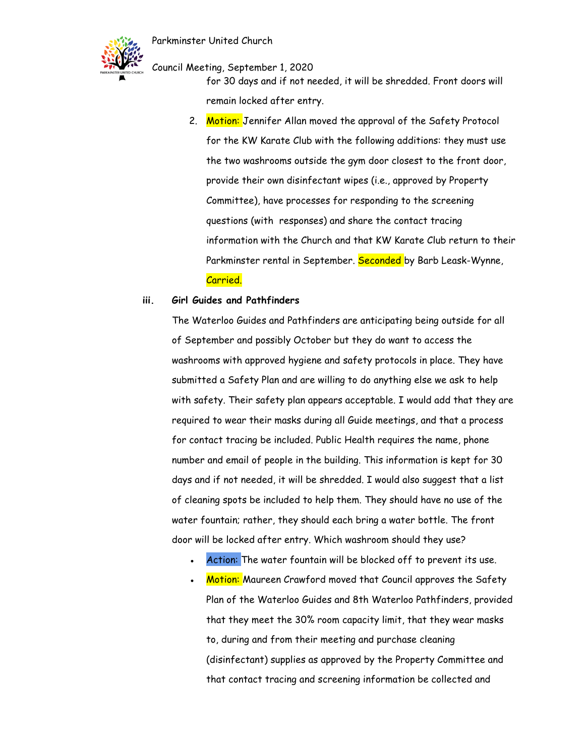for 30 days and if not needed, it will be shredded. Front doors will remain locked after entry.

2. Motion: Jennifer Allan moved the approval of the Safety Protocol for the KW Karate Club with the following additions: they must use the two washrooms outside the gym door closest to the front door, provide their own disinfectant wipes (i.e., approved by Property Committee), have processes for responding to the screening questions (with responses) and share the contact tracing information with the Church and that KW Karate Club return to their Parkminster rental in September. Seconded by Barb Leask-Wynne, Carried.

iii. **Girl Guides and Pathfinders**

The Waterloo Guides and Pathfinders are anticipating being outside for all of September and possibly October but they do want to access the washrooms with approved hygiene and safety protocols in place. They have submitted a Safety Plan and are willing to do anything else we ask to help with safety. Their safety plan appears acceptable. I would add that they are required to wear their masks during all Guide meetings, and that a process for contact tracing be included. Public Health requires the name, phone number and email of people in the building. This information is kept for 30 days and if not needed, it will be shredded. I would also suggest that a list of cleaning spots be included to help them. They should have no use of the water fountain; rather, they should each bring a water bottle. The front door will be locked after entry. Which washroom should they use?

- Action: The water fountain will be blocked off to prevent its use.
- Motion: Maureen Crawford moved that Council approves the Safety Plan of the Waterloo Guides and 8th Waterloo Pathfinders, provided that they meet the 30% room capacity limit, that they wear masks to, during and from their meeting and purchase cleaning (disinfectant) supplies as approved by the Property Committee and that contact tracing and screening information be collected and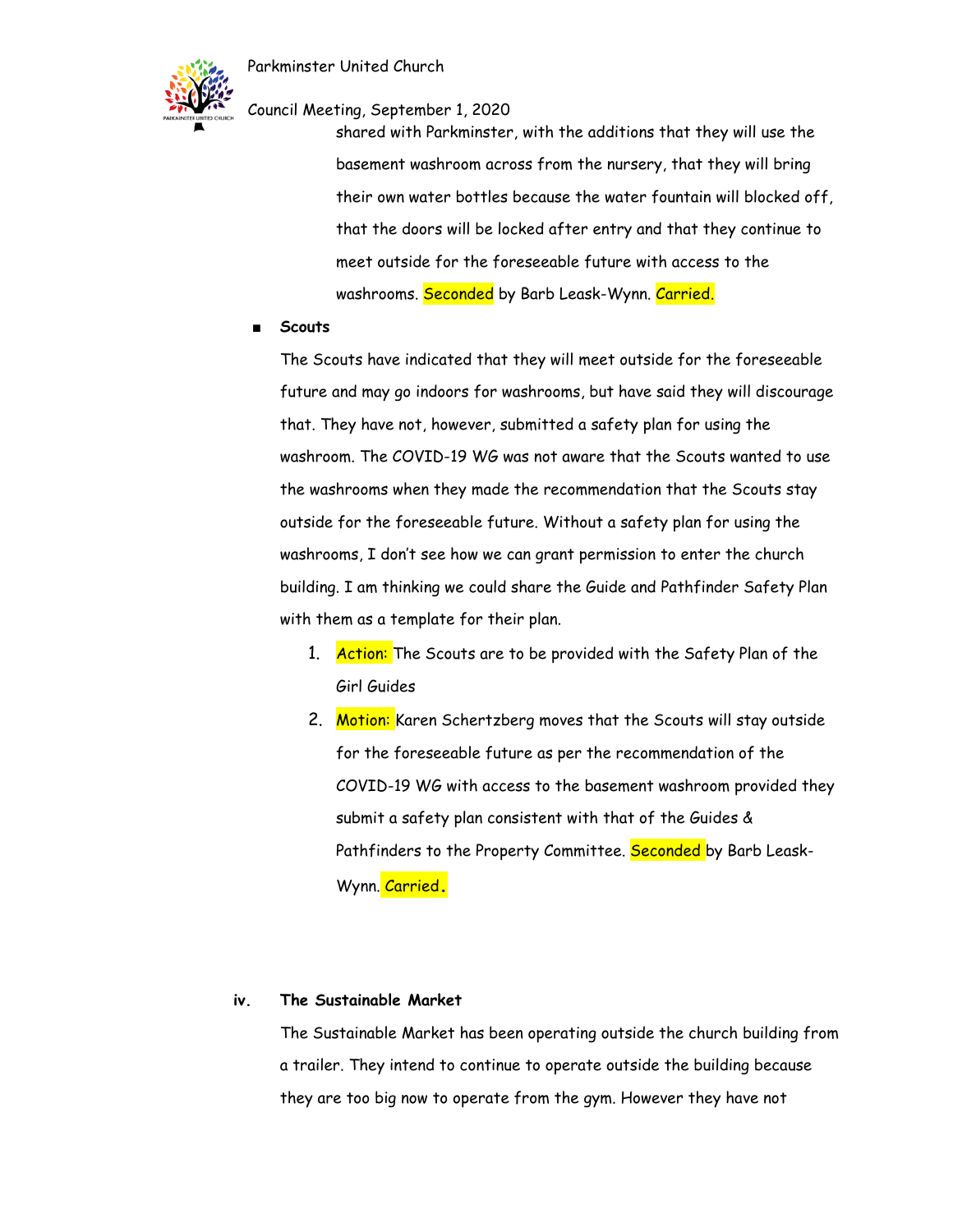shared with Parkminster, with the additions that they will use the basement washroom across from the nursery, that they will bring their own water bottles because the water fountain will blocked off, that the doors will be locked after entry and that they continue to meet outside for the foreseeable future with access to the washrooms. Seconded by Barb Leask-Wynn. Carried.

- **Scouts**

  The Scouts have indicated that they will meet outside for the foreseeable future and may go indoors for washrooms, but have said they will discourage that. They have not, however, submitted a safety plan for using the washroom. The COVID-19 WG was not aware that the Scouts wanted to use the washrooms when they made the recommendation that the Scouts stay outside for the foreseeable future. Without a safety plan for using the washrooms, I don't see how we can grant permission to enter the church building. I am thinking we could share the Guide and Pathfinder Safety Plan with them as a template for their plan.

  1. Action: The Scouts are to be provided with the Safety Plan of the Girl Guides
  2. Motion: Karen Schertzberg moves that the Scouts will stay outside for the foreseeable future as per the recommendation of the COVID-19 WG with access to the basement washroom provided they submit a safety plan consistent with that of the Guides & Pathfinders to the Property Committee. Seconded by Barb Leask-Wynn. Carried.

**iv. The Sustainable Market**

The Sustainable Market has been operating outside the church building from a trailer. They intend to continue to operate outside the building because they are too big now to operate from the gym. However they have not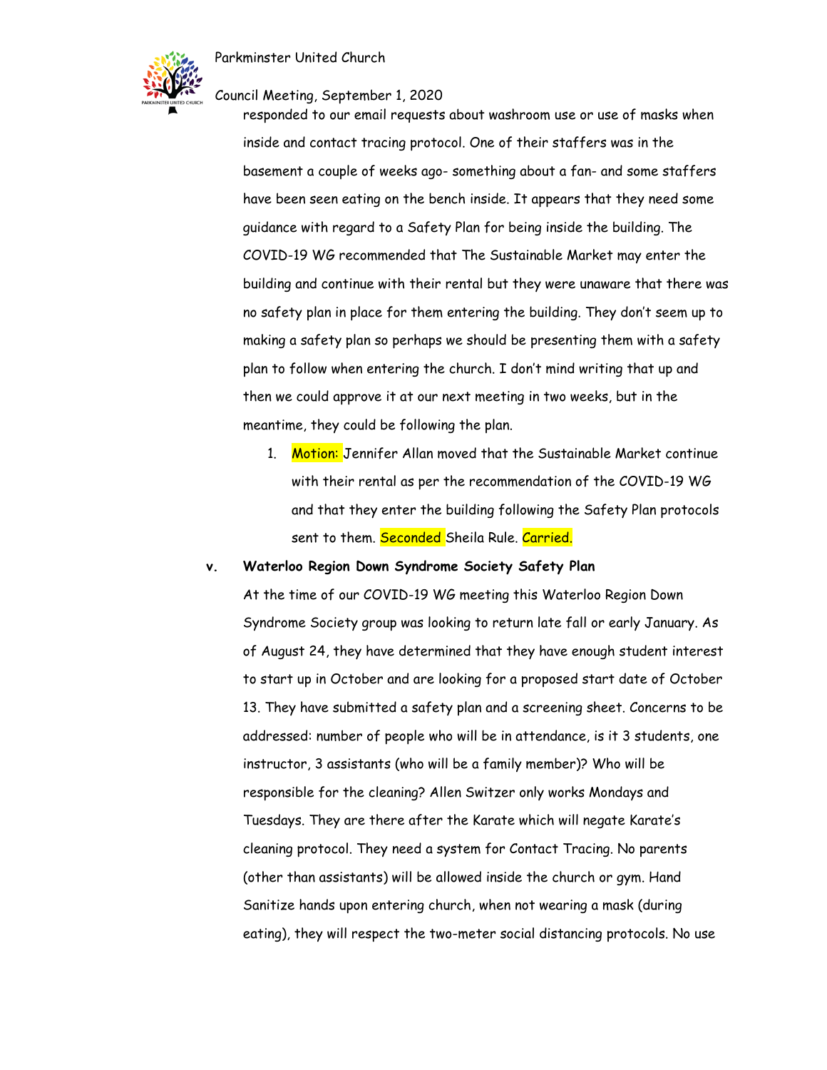responded to our email requests about washroom use or use of masks when inside and contact tracing protocol. One of their staffers was in the basement a couple of weeks ago- something about a fan- and some staffers have been seen eating on the bench inside. It appears that they need some guidance with regard to a Safety Plan for being inside the building. The COVID-19 WG recommended that The Sustainable Market may enter the building and continue with their rental but they were unaware that there was no safety plan in place for them entering the building. They don't seem up to making a safety plan so perhaps we should be presenting them with a safety plan to follow when entering the church. I don't mind writing that up and then we could approve it at our next meeting in two weeks, but in the meantime, they could be following the plan.

1. Motion: Jennifer Allan moved that the Sustainable Market continue with their rental as per the recommendation of the COVID-19 WG and that they enter the building following the Safety Plan protocols sent to them. Seconded Sheila Rule. Carried.

v. **Waterloo Region Down Syndrome Society Safety Plan**

At the time of our COVID-19 WG meeting this Waterloo Region Down Syndrome Society group was looking to return late fall or early January. As of August 24, they have determined that they have enough student interest to start up in October and are looking for a proposed start date of October 13. They have submitted a safety plan and a screening sheet. Concerns to be addressed: number of people who will be in attendance, is it 3 students, one instructor, 3 assistants (who will be a family member)? Who will be responsible for the cleaning? Allen Switzer only works Mondays and Tuesdays. They are there after the Karate which will negate Karate's cleaning protocol. They need a system for Contact Tracing. No parents (other than assistants) will be allowed inside the church or gym. Hand Sanitize hands upon entering church, when not wearing a mask (during eating), they will respect the two-meter social distancing protocols. No use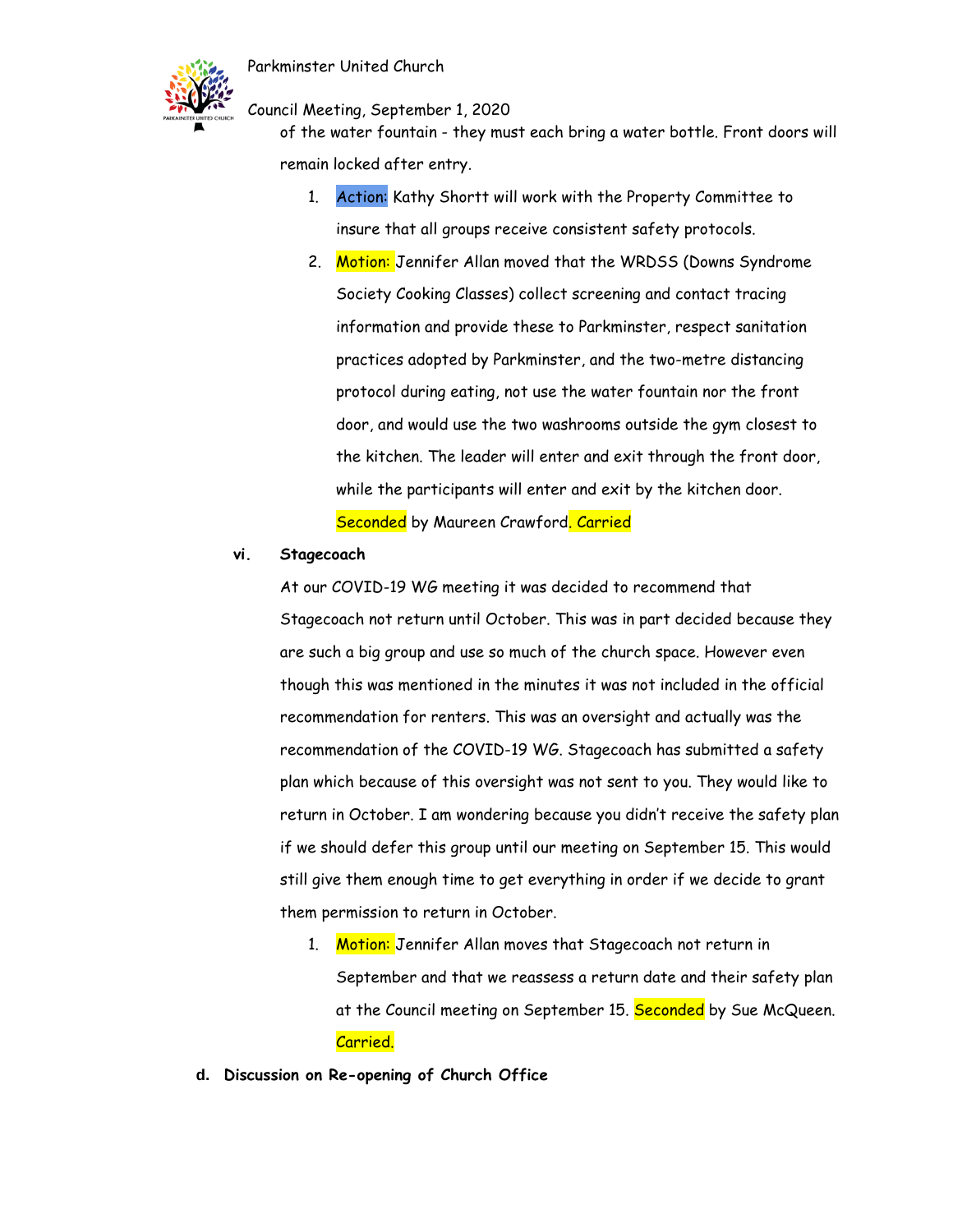of the water fountain - they must each bring a water bottle. Front doors will remain locked after entry.

1. Action: Kathy Shortt will work with the Property Committee to insure that all groups receive consistent safety protocols.
2. Motion: Jennifer Allan moved that the WRDSS (Downs Syndrome Society Cooking Classes) collect screening and contact tracing information and provide these to Parkminster, respect sanitation practices adopted by Parkminster, and the two-metre distancing protocol during eating, not use the water fountain nor the front door, and would use the two washrooms outside the gym closest to the kitchen. The leader will enter and exit through the front door, while the participants will enter and exit by the kitchen door. Seconded by Maureen Crawford. Carried

**vi. Stagecoach**

At our COVID-19 WG meeting it was decided to recommend that Stagecoach not return until October. This was in part decided because they are such a big group and use so much of the church space. However even though this was mentioned in the minutes it was not included in the official recommendation for renters. This was an oversight and actually was the recommendation of the COVID-19 WG. Stagecoach has submitted a safety plan which because of this oversight was not sent to you. They would like to return in October. I am wondering because you didn't receive the safety plan if we should defer this group until our meeting on September 15. This would still give them enough time to get everything in order if we decide to grant them permission to return in October.

1. Motion: Jennifer Allan moves that Stagecoach not return in September and that we reassess a return date and their safety plan at the Council meeting on September 15. Seconded by Sue McQueen. Carried.

**d. Discussion on Re-opening of Church Office**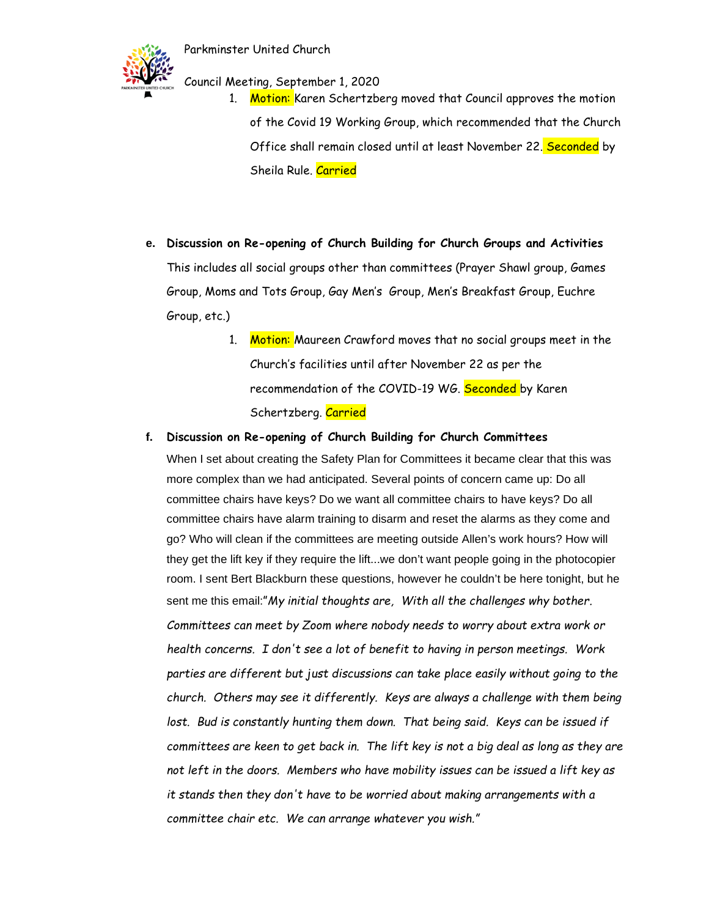1. Motion: Karen Schertzberg moved that Council approves the motion of the Covid 19 Working Group, which recommended that the Church Office shall remain closed until at least November 22. Seconded by Sheila Rule. Carried

**e. Discussion on Re-opening of Church Building for Church Groups and Activities**

This includes all social groups other than committees (Prayer Shawl group, Games Group, Moms and Tots Group, Gay Men's Group, Men's Breakfast Group, Euchre Group, etc.)

1. Motion: Maureen Crawford moves that no social groups meet in the Church's facilities until after November 22 as per the recommendation of the COVID-19 WG. Seconded by Karen Schertzberg. Carried

**f. Discussion on Re-opening of Church Building for Church Committees**

When I set about creating the Safety Plan for Committees it became clear that this was more complex than we had anticipated. Several points of concern came up: Do all committee chairs have keys? Do we want all committee chairs to have keys? Do all committee chairs have alarm training to disarm and reset the alarms as they come and go? Who will clean if the committees are meeting outside Allen's work hours? How will they get the lift key if they require the lift...we don't want people going in the photocopier room. I sent Bert Blackburn these questions, however he couldn't be here tonight, but he sent me this email:"*My initial thoughts are, With all the challenges why bother. Committees can meet by Zoom where nobody needs to worry about extra work or health concerns. I don't see a lot of benefit to having in person meetings. Work parties are different but just discussions can take place easily without going to the church. Others may see it differently. Keys are always a challenge with them being lost. Bud is constantly hunting them down. That being said. Keys can be issued if committees are keen to get back in. The lift key is not a big deal as long as they are not left in the doors. Members who have mobility issues can be issued a lift key as it stands then they don't have to be worried about making arrangements with a committee chair etc. We can arrange whatever you wish.*"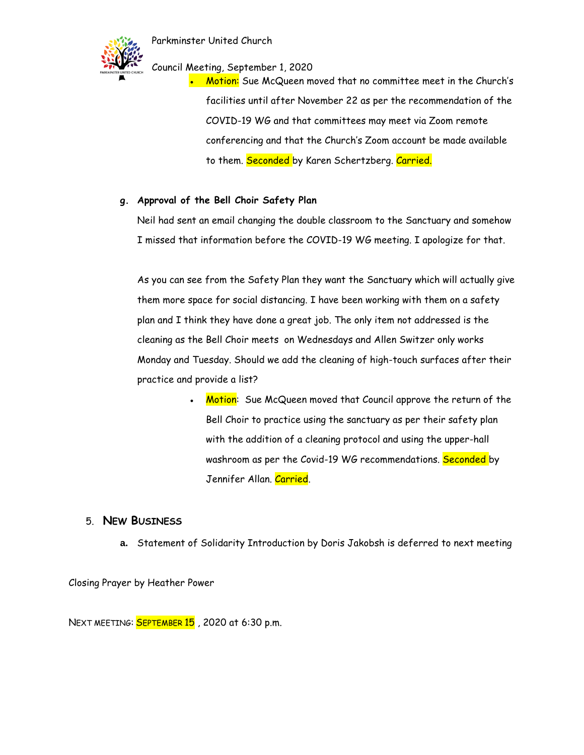- Motion: Sue McQueen moved that no committee meet in the Church's facilities until after November 22 as per the recommendation of the COVID-19 WG and that committees may meet via Zoom remote conferencing and that the Church's Zoom account be made available to them. Seconded by Karen Schertzberg. Carried.

**g. Approval of the Bell Choir Safety Plan**

Neil had sent an email changing the double classroom to the Sanctuary and somehow I missed that information before the COVID-19 WG meeting. I apologize for that.

As you can see from the Safety Plan they want the Sanctuary which will actually give them more space for social distancing. I have been working with them on a safety plan and I think they have done a great job. The only item not addressed is the cleaning as the Bell Choir meets on Wednesdays and Allen Switzer only works Monday and Tuesday. Should we add the cleaning of high-touch surfaces after their practice and provide a list?

- Motion: Sue McQueen moved that Council approve the return of the Bell Choir to practice using the sanctuary as per their safety plan with the addition of a cleaning protocol and using the upper-hall washroom as per the Covid-19 WG recommendations. Seconded by Jennifer Allan. Carried.

## 5. New Business

**a.** Statement of Solidarity Introduction by Doris Jakobsh is deferred to next meeting

Closing Prayer by Heather Power

NEXT MEETING: SEPTEMBER 15 , 2020 at 6:30 p.m.